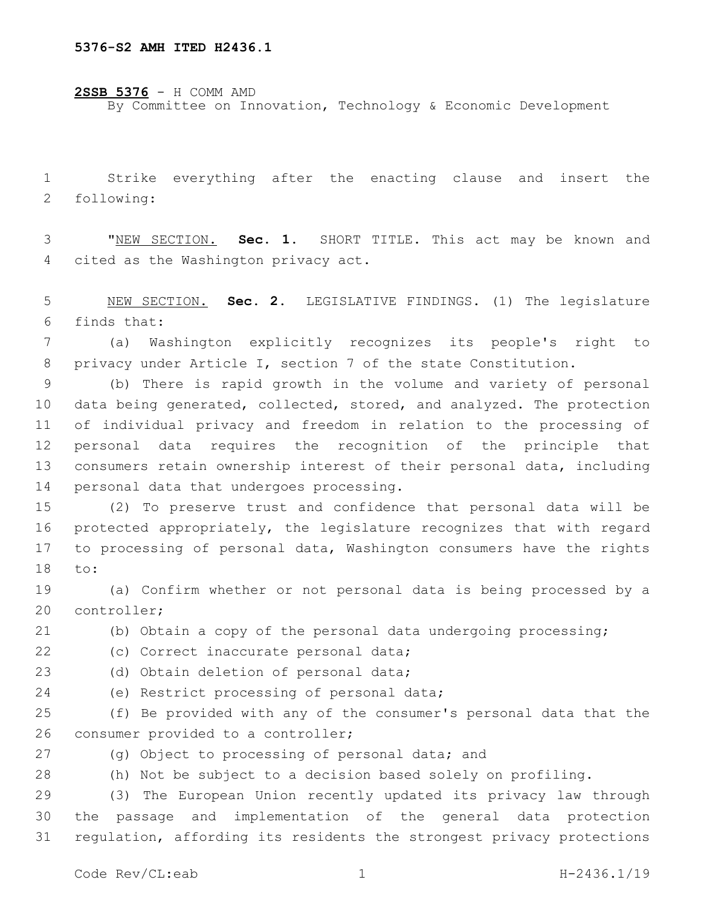5376-S2 AMH ITED H2436.1

**2SSB 5376** - H COMM AMD
By Committee on Innovation, Technology & Economic Development

Strike everything after the enacting clause and insert the following:

"NEW SECTION. **Sec. 1.** SHORT TITLE. This act may be known and cited as the Washington privacy act.

NEW SECTION. **Sec. 2.** LEGISLATIVE FINDINGS. (1) The legislature finds that:

(a) Washington explicitly recognizes its people's right to privacy under Article I, section 7 of the state Constitution.

(b) There is rapid growth in the volume and variety of personal data being generated, collected, stored, and analyzed. The protection of individual privacy and freedom in relation to the processing of personal data requires the recognition of the principle that consumers retain ownership interest of their personal data, including personal data that undergoes processing.

(2) To preserve trust and confidence that personal data will be protected appropriately, the legislature recognizes that with regard to processing of personal data, Washington consumers have the rights to:

(a) Confirm whether or not personal data is being processed by a controller;

(b) Obtain a copy of the personal data undergoing processing;

(c) Correct inaccurate personal data;

(d) Obtain deletion of personal data;

(e) Restrict processing of personal data;

(f) Be provided with any of the consumer's personal data that the consumer provided to a controller;

(g) Object to processing of personal data; and

(h) Not be subject to a decision based solely on profiling.

(3) The European Union recently updated its privacy law through the passage and implementation of the general data protection regulation, affording its residents the strongest privacy protections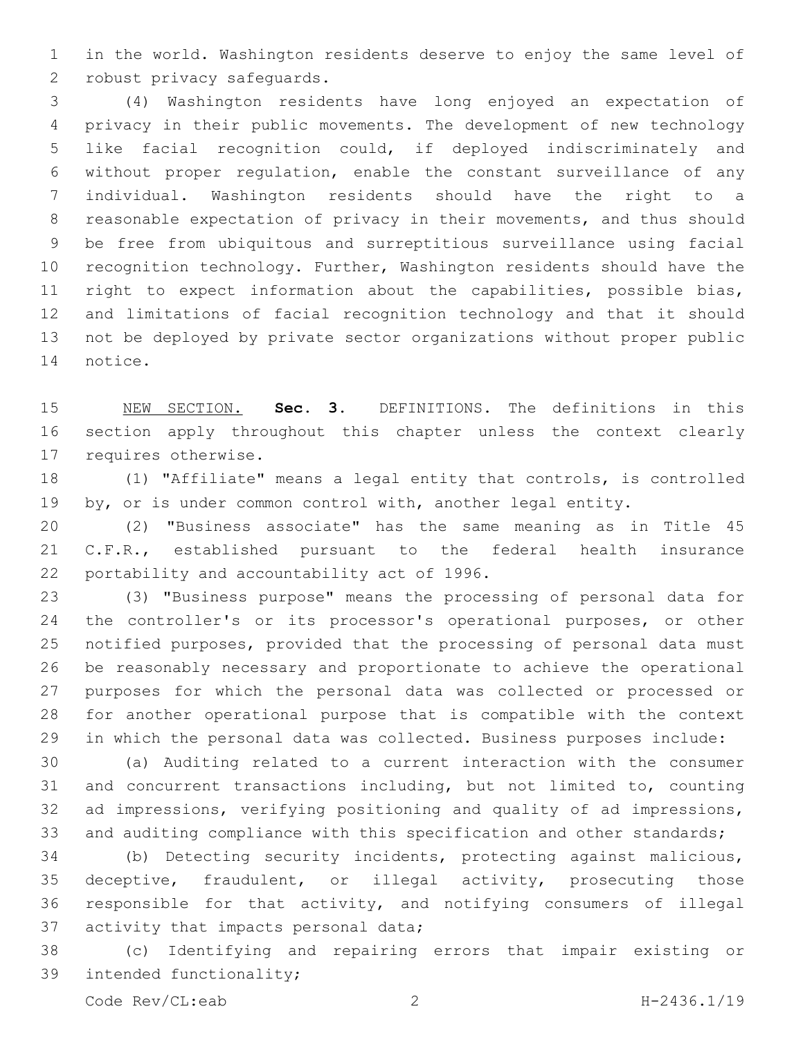in the world. Washington residents deserve to enjoy the same level of robust privacy safeguards.

(4) Washington residents have long enjoyed an expectation of privacy in their public movements. The development of new technology like facial recognition could, if deployed indiscriminately and without proper regulation, enable the constant surveillance of any individual. Washington residents should have the right to a reasonable expectation of privacy in their movements, and thus should be free from ubiquitous and surreptitious surveillance using facial recognition technology. Further, Washington residents should have the right to expect information about the capabilities, possible bias, and limitations of facial recognition technology and that it should not be deployed by private sector organizations without proper public notice.

NEW SECTION. **Sec. 3.** DEFINITIONS. The definitions in this section apply throughout this chapter unless the context clearly requires otherwise.

(1) "Affiliate" means a legal entity that controls, is controlled by, or is under common control with, another legal entity.

(2) "Business associate" has the same meaning as in Title 45 C.F.R., established pursuant to the federal health insurance portability and accountability act of 1996.

(3) "Business purpose" means the processing of personal data for the controller's or its processor's operational purposes, or other notified purposes, provided that the processing of personal data must be reasonably necessary and proportionate to achieve the operational purposes for which the personal data was collected or processed or for another operational purpose that is compatible with the context in which the personal data was collected. Business purposes include:

(a) Auditing related to a current interaction with the consumer and concurrent transactions including, but not limited to, counting ad impressions, verifying positioning and quality of ad impressions, and auditing compliance with this specification and other standards;

(b) Detecting security incidents, protecting against malicious, deceptive, fraudulent, or illegal activity, prosecuting those responsible for that activity, and notifying consumers of illegal activity that impacts personal data;

(c) Identifying and repairing errors that impair existing or intended functionality;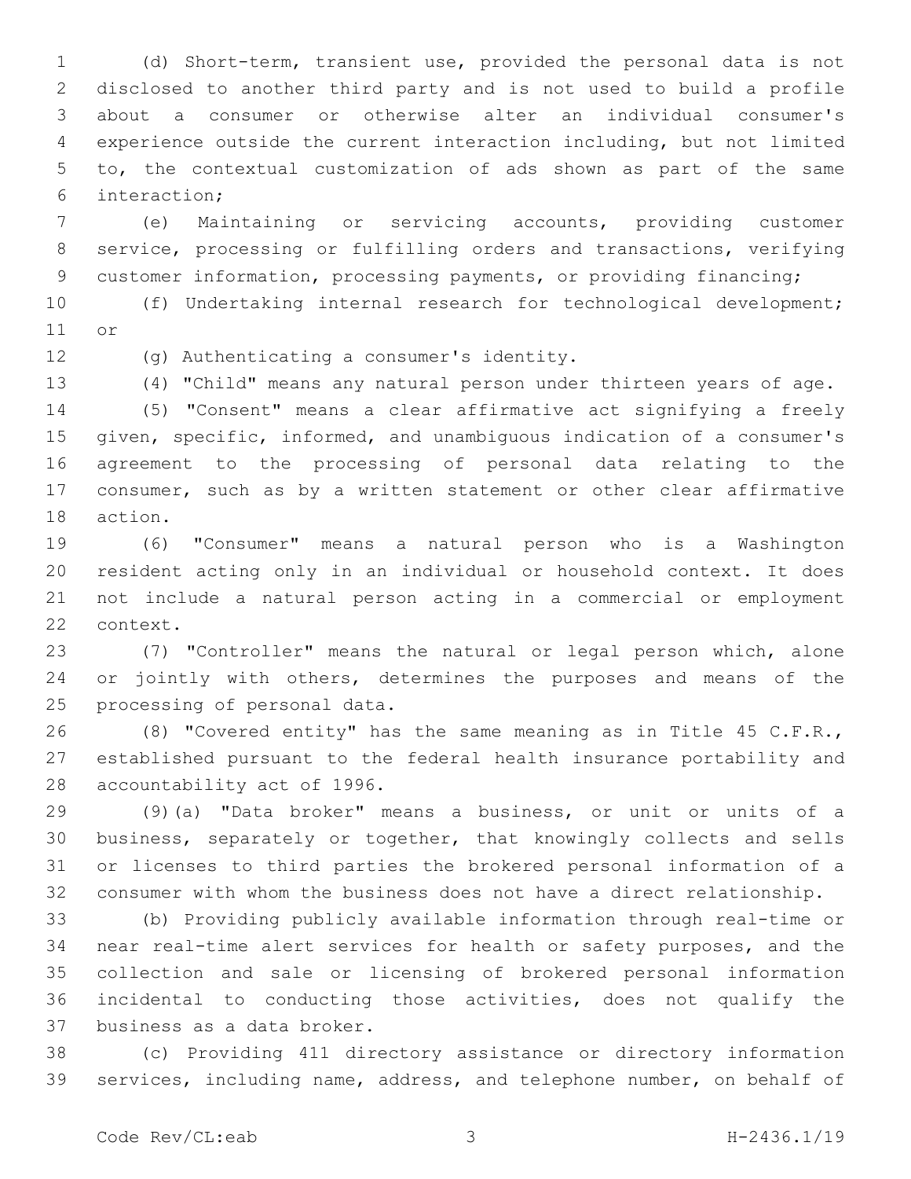(d) Short-term, transient use, provided the personal data is not disclosed to another third party and is not used to build a profile about a consumer or otherwise alter an individual consumer's experience outside the current interaction including, but not limited to, the contextual customization of ads shown as part of the same interaction;

(e) Maintaining or servicing accounts, providing customer service, processing or fulfilling orders and transactions, verifying customer information, processing payments, or providing financing;

(f) Undertaking internal research for technological development; or

(g) Authenticating a consumer's identity.

(4) "Child" means any natural person under thirteen years of age.

(5) "Consent" means a clear affirmative act signifying a freely given, specific, informed, and unambiguous indication of a consumer's agreement to the processing of personal data relating to the consumer, such as by a written statement or other clear affirmative action.

(6) "Consumer" means a natural person who is a Washington resident acting only in an individual or household context. It does not include a natural person acting in a commercial or employment context.

(7) "Controller" means the natural or legal person which, alone or jointly with others, determines the purposes and means of the processing of personal data.

(8) "Covered entity" has the same meaning as in Title 45 C.F.R., established pursuant to the federal health insurance portability and accountability act of 1996.

(9)(a) "Data broker" means a business, or unit or units of a business, separately or together, that knowingly collects and sells or licenses to third parties the brokered personal information of a consumer with whom the business does not have a direct relationship.

(b) Providing publicly available information through real-time or near real-time alert services for health or safety purposes, and the collection and sale or licensing of brokered personal information incidental to conducting those activities, does not qualify the business as a data broker.

(c) Providing 411 directory assistance or directory information services, including name, address, and telephone number, on behalf of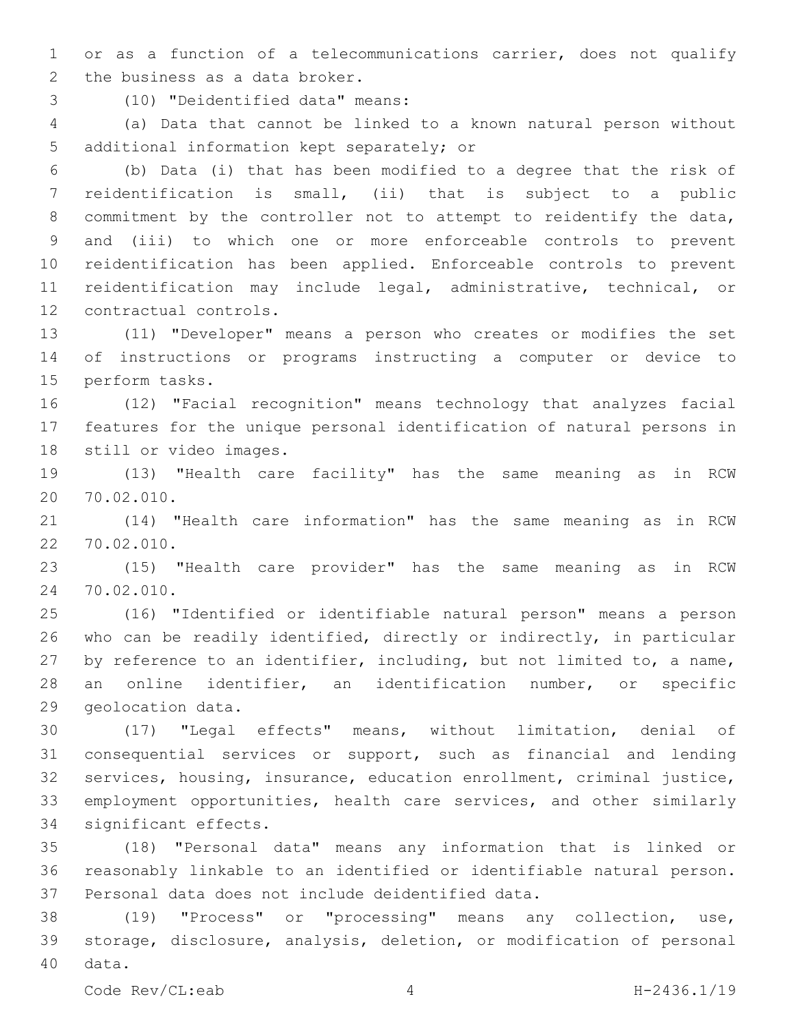or as a function of a telecommunications carrier, does not qualify the business as a data broker.

(10) "Deidentified data" means:

(a) Data that cannot be linked to a known natural person without additional information kept separately; or

(b) Data (i) that has been modified to a degree that the risk of reidentification is small, (ii) that is subject to a public commitment by the controller not to attempt to reidentify the data, and (iii) to which one or more enforceable controls to prevent reidentification has been applied. Enforceable controls to prevent reidentification may include legal, administrative, technical, or contractual controls.

(11) "Developer" means a person who creates or modifies the set of instructions or programs instructing a computer or device to perform tasks.

(12) "Facial recognition" means technology that analyzes facial features for the unique personal identification of natural persons in still or video images.

(13) "Health care facility" has the same meaning as in RCW 70.02.010.

(14) "Health care information" has the same meaning as in RCW 70.02.010.

(15) "Health care provider" has the same meaning as in RCW 70.02.010.

(16) "Identified or identifiable natural person" means a person who can be readily identified, directly or indirectly, in particular by reference to an identifier, including, but not limited to, a name, an online identifier, an identification number, or specific geolocation data.

(17) "Legal effects" means, without limitation, denial of consequential services or support, such as financial and lending services, housing, insurance, education enrollment, criminal justice, employment opportunities, health care services, and other similarly significant effects.

(18) "Personal data" means any information that is linked or reasonably linkable to an identified or identifiable natural person. Personal data does not include deidentified data.

(19) "Process" or "processing" means any collection, use, storage, disclosure, analysis, deletion, or modification of personal data.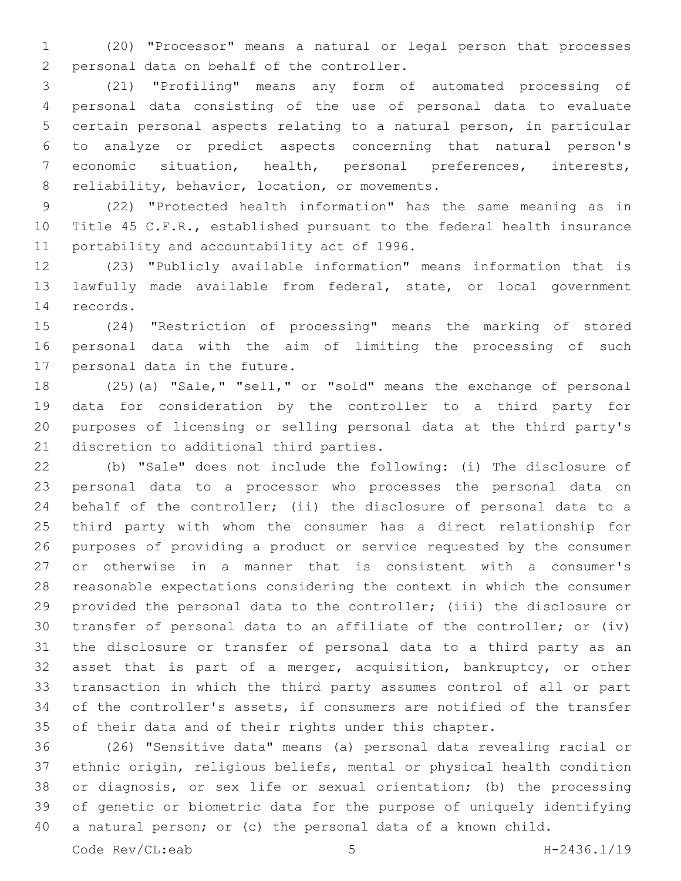(20) "Processor" means a natural or legal person that processes personal data on behalf of the controller.

(21) "Profiling" means any form of automated processing of personal data consisting of the use of personal data to evaluate certain personal aspects relating to a natural person, in particular to analyze or predict aspects concerning that natural person's economic situation, health, personal preferences, interests, reliability, behavior, location, or movements.

(22) "Protected health information" has the same meaning as in Title 45 C.F.R., established pursuant to the federal health insurance portability and accountability act of 1996.

(23) "Publicly available information" means information that is lawfully made available from federal, state, or local government records.

(24) "Restriction of processing" means the marking of stored personal data with the aim of limiting the processing of such personal data in the future.

(25)(a) "Sale," "sell," or "sold" means the exchange of personal data for consideration by the controller to a third party for purposes of licensing or selling personal data at the third party's discretion to additional third parties.

(b) "Sale" does not include the following: (i) The disclosure of personal data to a processor who processes the personal data on behalf of the controller; (ii) the disclosure of personal data to a third party with whom the consumer has a direct relationship for purposes of providing a product or service requested by the consumer or otherwise in a manner that is consistent with a consumer's reasonable expectations considering the context in which the consumer provided the personal data to the controller; (iii) the disclosure or transfer of personal data to an affiliate of the controller; or (iv) the disclosure or transfer of personal data to a third party as an asset that is part of a merger, acquisition, bankruptcy, or other transaction in which the third party assumes control of all or part of the controller's assets, if consumers are notified of the transfer of their data and of their rights under this chapter.

(26) "Sensitive data" means (a) personal data revealing racial or ethnic origin, religious beliefs, mental or physical health condition or diagnosis, or sex life or sexual orientation; (b) the processing of genetic or biometric data for the purpose of uniquely identifying a natural person; or (c) the personal data of a known child.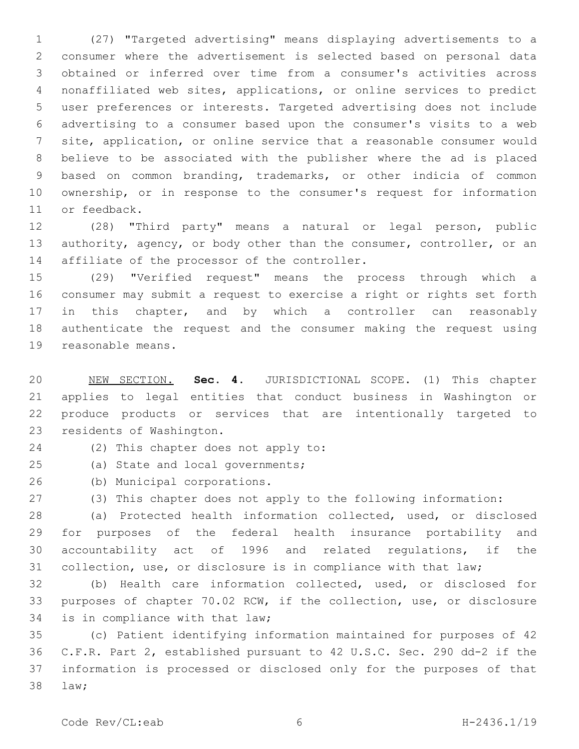(27) "Targeted advertising" means displaying advertisements to a consumer where the advertisement is selected based on personal data obtained or inferred over time from a consumer's activities across nonaffiliated web sites, applications, or online services to predict user preferences or interests. Targeted advertising does not include advertising to a consumer based upon the consumer's visits to a web site, application, or online service that a reasonable consumer would believe to be associated with the publisher where the ad is placed based on common branding, trademarks, or other indicia of common ownership, or in response to the consumer's request for information or feedback.

(28) "Third party" means a natural or legal person, public authority, agency, or body other than the consumer, controller, or an affiliate of the processor of the controller.

(29) "Verified request" means the process through which a consumer may submit a request to exercise a right or rights set forth in this chapter, and by which a controller can reasonably authenticate the request and the consumer making the request using reasonable means.

NEW SECTION. **Sec. 4.** JURISDICTIONAL SCOPE. (1) This chapter applies to legal entities that conduct business in Washington or produce products or services that are intentionally targeted to residents of Washington.

(2) This chapter does not apply to:

(a) State and local governments;

(b) Municipal corporations.

(3) This chapter does not apply to the following information:

(a) Protected health information collected, used, or disclosed for purposes of the federal health insurance portability and accountability act of 1996 and related regulations, if the collection, use, or disclosure is in compliance with that law;

(b) Health care information collected, used, or disclosed for purposes of chapter 70.02 RCW, if the collection, use, or disclosure is in compliance with that law;

(c) Patient identifying information maintained for purposes of 42 C.F.R. Part 2, established pursuant to 42 U.S.C. Sec. 290 dd-2 if the information is processed or disclosed only for the purposes of that law;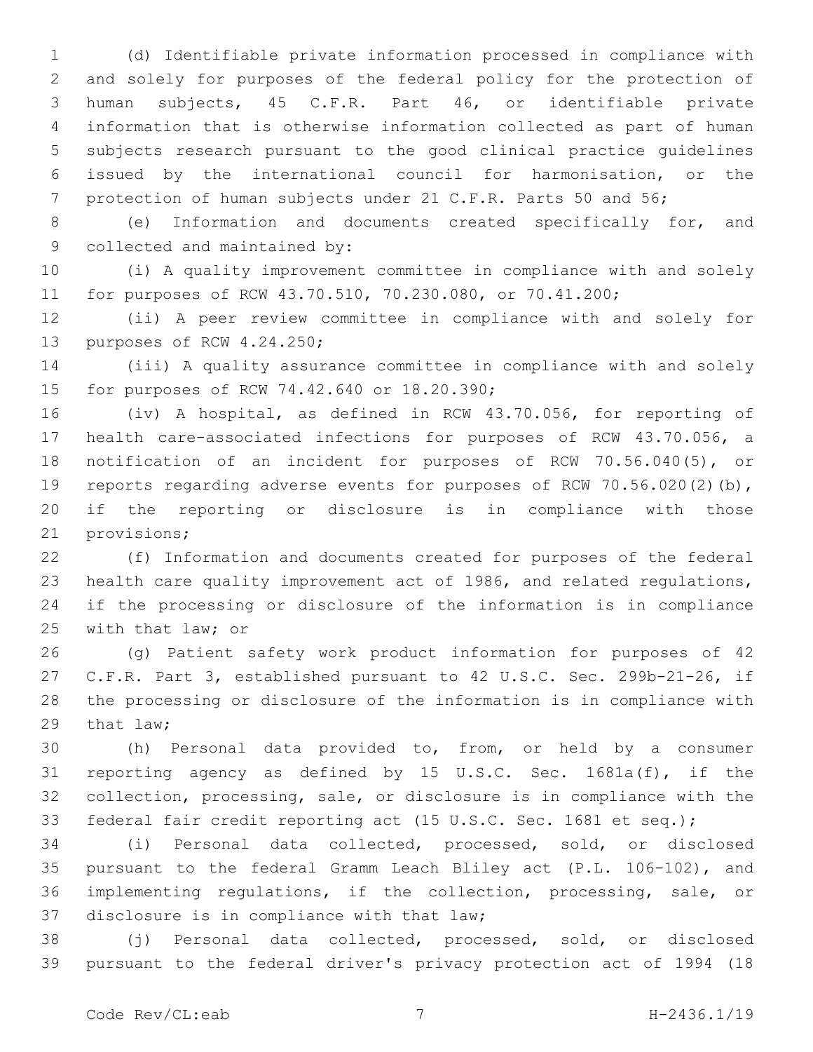(d) Identifiable private information processed in compliance with and solely for purposes of the federal policy for the protection of human subjects, 45 C.F.R. Part 46, or identifiable private information that is otherwise information collected as part of human subjects research pursuant to the good clinical practice guidelines issued by the international council for harmonisation, or the protection of human subjects under 21 C.F.R. Parts 50 and 56;

(e) Information and documents created specifically for, and collected and maintained by:

(i) A quality improvement committee in compliance with and solely for purposes of RCW 43.70.510, 70.230.080, or 70.41.200;

(ii) A peer review committee in compliance with and solely for purposes of RCW 4.24.250;

(iii) A quality assurance committee in compliance with and solely for purposes of RCW 74.42.640 or 18.20.390;

(iv) A hospital, as defined in RCW 43.70.056, for reporting of health care-associated infections for purposes of RCW 43.70.056, a notification of an incident for purposes of RCW 70.56.040(5), or reports regarding adverse events for purposes of RCW 70.56.020(2)(b), if the reporting or disclosure is in compliance with those provisions;

(f) Information and documents created for purposes of the federal health care quality improvement act of 1986, and related regulations, if the processing or disclosure of the information is in compliance with that law; or

(g) Patient safety work product information for purposes of 42 C.F.R. Part 3, established pursuant to 42 U.S.C. Sec. 299b-21-26, if the processing or disclosure of the information is in compliance with that law;

(h) Personal data provided to, from, or held by a consumer reporting agency as defined by 15 U.S.C. Sec. 1681a(f), if the collection, processing, sale, or disclosure is in compliance with the federal fair credit reporting act (15 U.S.C. Sec. 1681 et seq.);

(i) Personal data collected, processed, sold, or disclosed pursuant to the federal Gramm Leach Bliley act (P.L. 106-102), and implementing regulations, if the collection, processing, sale, or disclosure is in compliance with that law;

(j) Personal data collected, processed, sold, or disclosed pursuant to the federal driver's privacy protection act of 1994 (18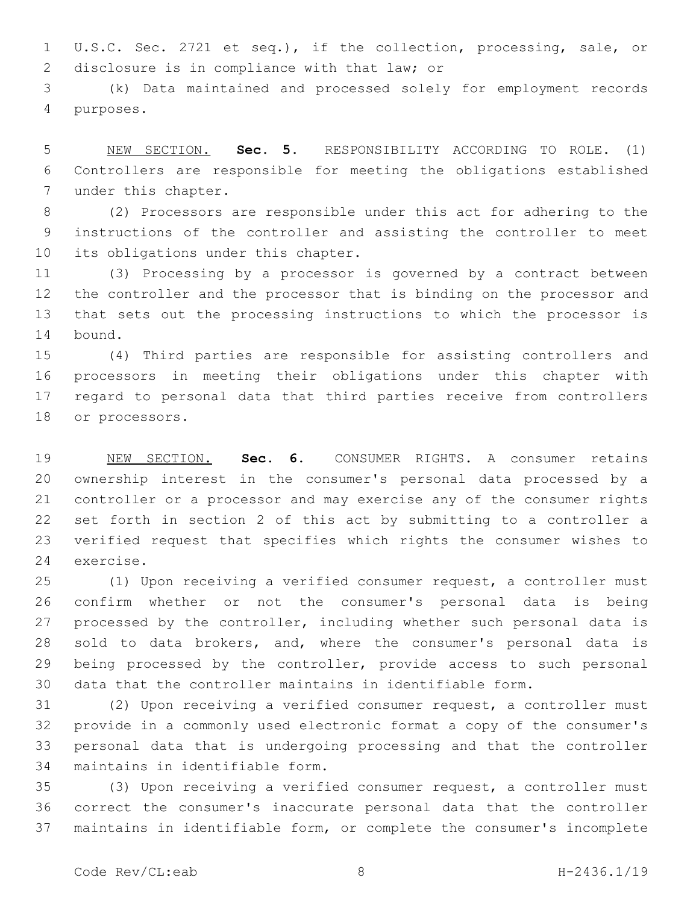U.S.C. Sec. 2721 et seq.), if the collection, processing, sale, or disclosure is in compliance with that law; or

(k) Data maintained and processed solely for employment records purposes.

NEW SECTION. **Sec. 5.** RESPONSIBILITY ACCORDING TO ROLE. (1) Controllers are responsible for meeting the obligations established under this chapter.

(2) Processors are responsible under this act for adhering to the instructions of the controller and assisting the controller to meet its obligations under this chapter.

(3) Processing by a processor is governed by a contract between the controller and the processor that is binding on the processor and that sets out the processing instructions to which the processor is bound.

(4) Third parties are responsible for assisting controllers and processors in meeting their obligations under this chapter with regard to personal data that third parties receive from controllers or processors.

NEW SECTION. **Sec. 6.** CONSUMER RIGHTS. A consumer retains ownership interest in the consumer's personal data processed by a controller or a processor and may exercise any of the consumer rights set forth in section 2 of this act by submitting to a controller a verified request that specifies which rights the consumer wishes to exercise.

(1) Upon receiving a verified consumer request, a controller must confirm whether or not the consumer's personal data is being processed by the controller, including whether such personal data is sold to data brokers, and, where the consumer's personal data is being processed by the controller, provide access to such personal data that the controller maintains in identifiable form.

(2) Upon receiving a verified consumer request, a controller must provide in a commonly used electronic format a copy of the consumer's personal data that is undergoing processing and that the controller maintains in identifiable form.

(3) Upon receiving a verified consumer request, a controller must correct the consumer's inaccurate personal data that the controller maintains in identifiable form, or complete the consumer's incomplete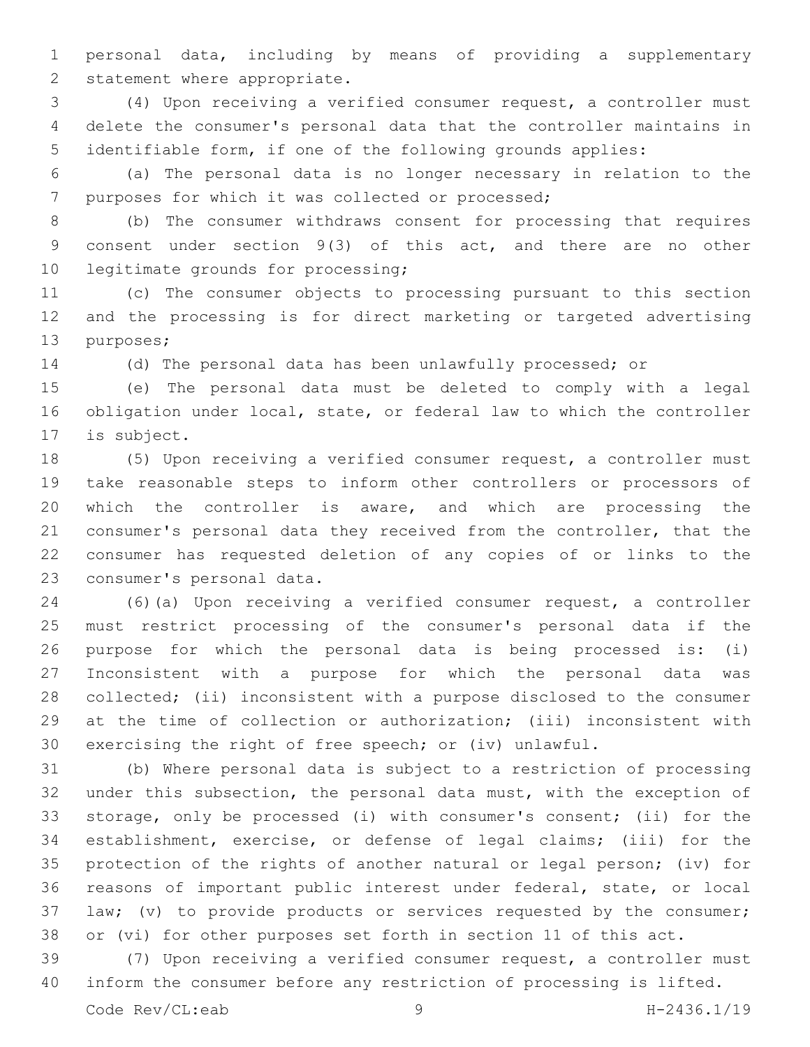personal data, including by means of providing a supplementary statement where appropriate.

(4) Upon receiving a verified consumer request, a controller must delete the consumer's personal data that the controller maintains in identifiable form, if one of the following grounds applies:

(a) The personal data is no longer necessary in relation to the purposes for which it was collected or processed;

(b) The consumer withdraws consent for processing that requires consent under section 9(3) of this act, and there are no other legitimate grounds for processing;

(c) The consumer objects to processing pursuant to this section and the processing is for direct marketing or targeted advertising purposes;

(d) The personal data has been unlawfully processed; or

(e) The personal data must be deleted to comply with a legal obligation under local, state, or federal law to which the controller is subject.

(5) Upon receiving a verified consumer request, a controller must take reasonable steps to inform other controllers or processors of which the controller is aware, and which are processing the consumer's personal data they received from the controller, that the consumer has requested deletion of any copies of or links to the consumer's personal data.

(6)(a) Upon receiving a verified consumer request, a controller must restrict processing of the consumer's personal data if the purpose for which the personal data is being processed is: (i) Inconsistent with a purpose for which the personal data was collected; (ii) inconsistent with a purpose disclosed to the consumer at the time of collection or authorization; (iii) inconsistent with exercising the right of free speech; or (iv) unlawful.

(b) Where personal data is subject to a restriction of processing under this subsection, the personal data must, with the exception of storage, only be processed (i) with consumer's consent; (ii) for the establishment, exercise, or defense of legal claims; (iii) for the protection of the rights of another natural or legal person; (iv) for reasons of important public interest under federal, state, or local law; (v) to provide products or services requested by the consumer; or (vi) for other purposes set forth in section 11 of this act.

(7) Upon receiving a verified consumer request, a controller must inform the consumer before any restriction of processing is lifted.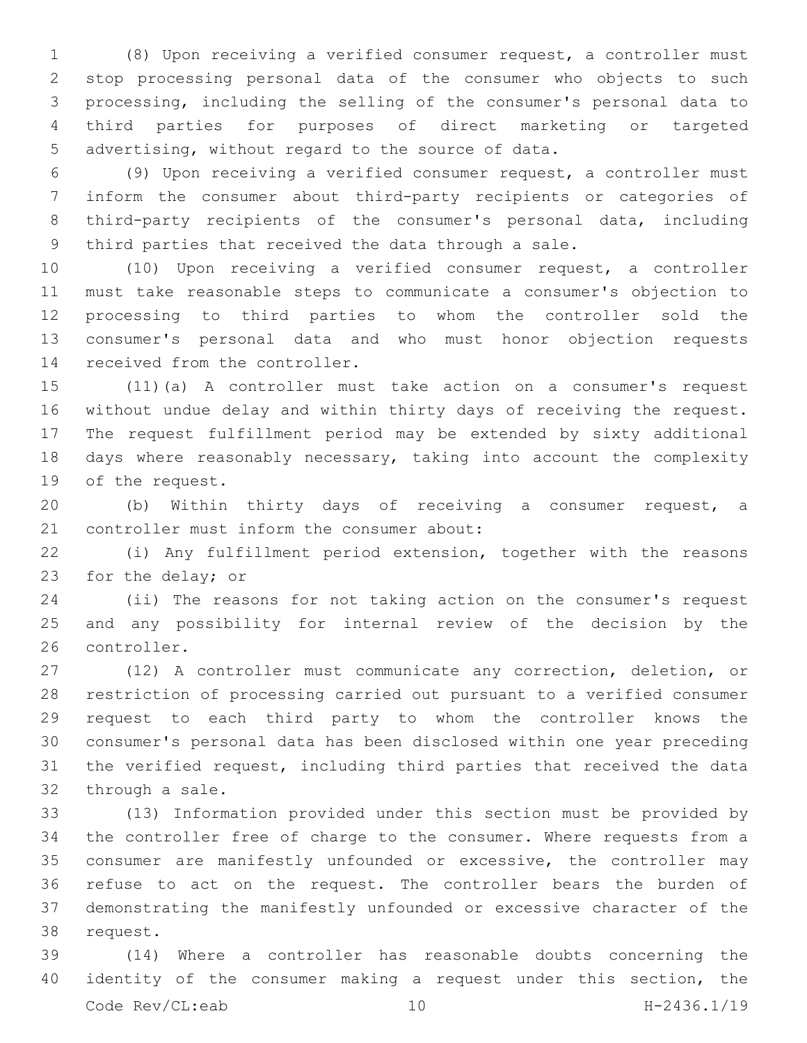(8) Upon receiving a verified consumer request, a controller must stop processing personal data of the consumer who objects to such processing, including the selling of the consumer's personal data to third parties for purposes of direct marketing or targeted advertising, without regard to the source of data.

(9) Upon receiving a verified consumer request, a controller must inform the consumer about third-party recipients or categories of third-party recipients of the consumer's personal data, including third parties that received the data through a sale.

(10) Upon receiving a verified consumer request, a controller must take reasonable steps to communicate a consumer's objection to processing to third parties to whom the controller sold the consumer's personal data and who must honor objection requests received from the controller.

(11)(a) A controller must take action on a consumer's request without undue delay and within thirty days of receiving the request. The request fulfillment period may be extended by sixty additional days where reasonably necessary, taking into account the complexity of the request.

(b) Within thirty days of receiving a consumer request, a controller must inform the consumer about:

(i) Any fulfillment period extension, together with the reasons for the delay; or

(ii) The reasons for not taking action on the consumer's request and any possibility for internal review of the decision by the controller.

(12) A controller must communicate any correction, deletion, or restriction of processing carried out pursuant to a verified consumer request to each third party to whom the controller knows the consumer's personal data has been disclosed within one year preceding the verified request, including third parties that received the data through a sale.

(13) Information provided under this section must be provided by the controller free of charge to the consumer. Where requests from a consumer are manifestly unfounded or excessive, the controller may refuse to act on the request. The controller bears the burden of demonstrating the manifestly unfounded or excessive character of the request.

(14) Where a controller has reasonable doubts concerning the identity of the consumer making a request under this section, the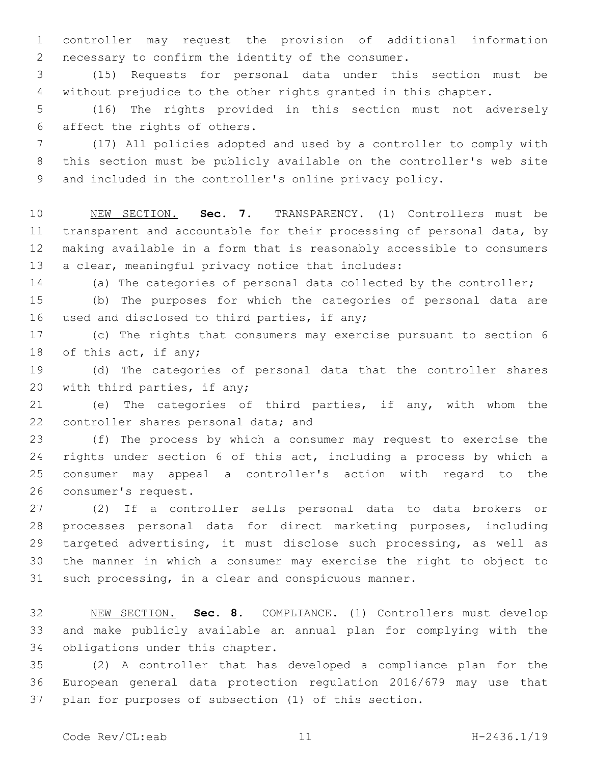controller may request the provision of additional information necessary to confirm the identity of the consumer.

(15) Requests for personal data under this section must be without prejudice to the other rights granted in this chapter.

(16) The rights provided in this section must not adversely affect the rights of others.

(17) All policies adopted and used by a controller to comply with this section must be publicly available on the controller's web site and included in the controller's online privacy policy.

NEW SECTION. **Sec. 7.** TRANSPARENCY. (1) Controllers must be transparent and accountable for their processing of personal data, by making available in a form that is reasonably accessible to consumers a clear, meaningful privacy notice that includes:

(a) The categories of personal data collected by the controller;

(b) The purposes for which the categories of personal data are used and disclosed to third parties, if any;

(c) The rights that consumers may exercise pursuant to section 6 of this act, if any;

(d) The categories of personal data that the controller shares with third parties, if any;

(e) The categories of third parties, if any, with whom the controller shares personal data; and

(f) The process by which a consumer may request to exercise the rights under section 6 of this act, including a process by which a consumer may appeal a controller's action with regard to the consumer's request.

(2) If a controller sells personal data to data brokers or processes personal data for direct marketing purposes, including targeted advertising, it must disclose such processing, as well as the manner in which a consumer may exercise the right to object to such processing, in a clear and conspicuous manner.

NEW SECTION. **Sec. 8.** COMPLIANCE. (1) Controllers must develop and make publicly available an annual plan for complying with the obligations under this chapter.

(2) A controller that has developed a compliance plan for the European general data protection regulation 2016/679 may use that plan for purposes of subsection (1) of this section.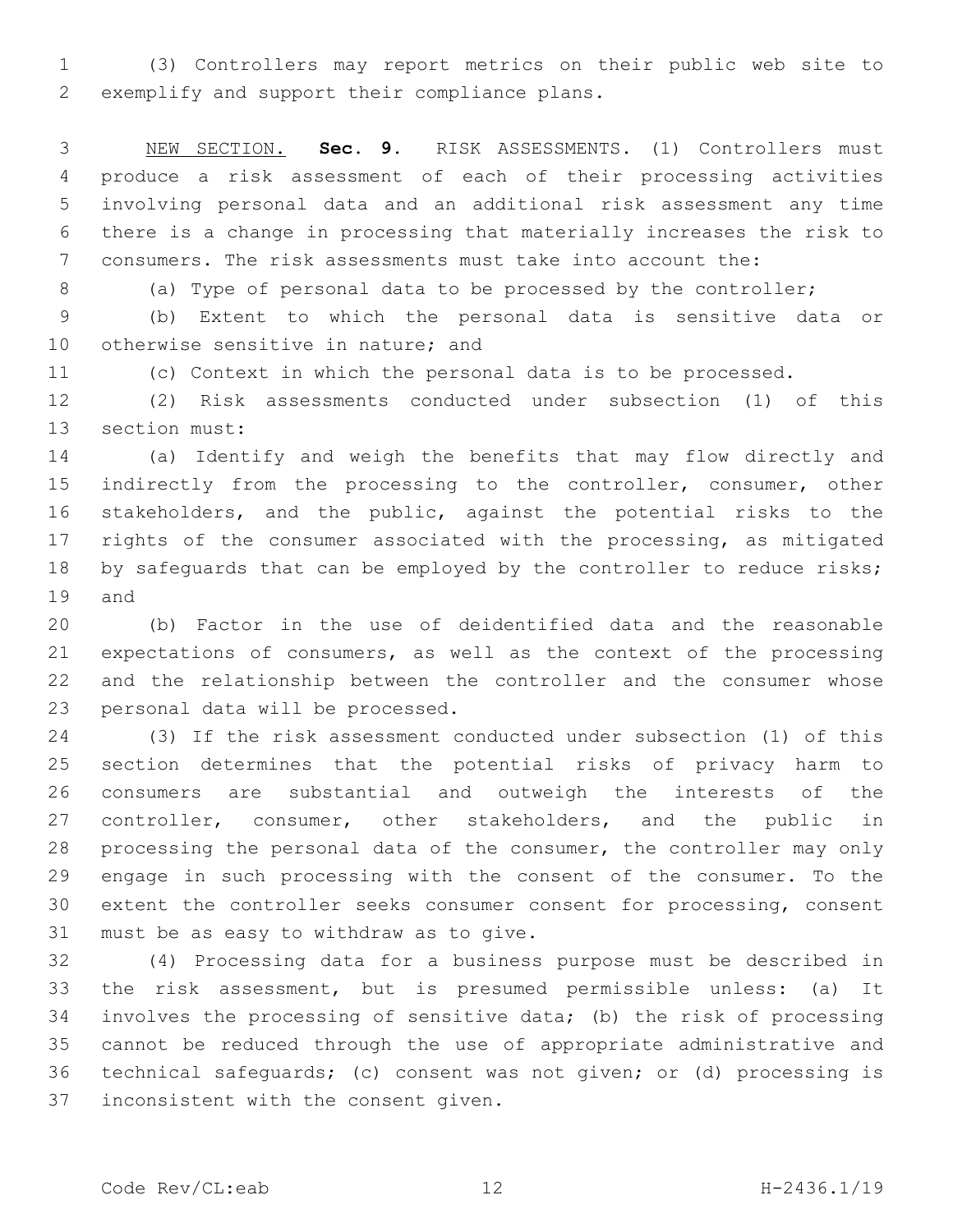(3) Controllers may report metrics on their public web site to exemplify and support their compliance plans.

NEW SECTION. **Sec. 9.** RISK ASSESSMENTS. (1) Controllers must produce a risk assessment of each of their processing activities involving personal data and an additional risk assessment any time there is a change in processing that materially increases the risk to consumers. The risk assessments must take into account the:

(a) Type of personal data to be processed by the controller;

(b) Extent to which the personal data is sensitive data or otherwise sensitive in nature; and

(c) Context in which the personal data is to be processed.

(2) Risk assessments conducted under subsection (1) of this section must:

(a) Identify and weigh the benefits that may flow directly and indirectly from the processing to the controller, consumer, other stakeholders, and the public, against the potential risks to the rights of the consumer associated with the processing, as mitigated by safeguards that can be employed by the controller to reduce risks; and

(b) Factor in the use of deidentified data and the reasonable expectations of consumers, as well as the context of the processing and the relationship between the controller and the consumer whose personal data will be processed.

(3) If the risk assessment conducted under subsection (1) of this section determines that the potential risks of privacy harm to consumers are substantial and outweigh the interests of the controller, consumer, other stakeholders, and the public in processing the personal data of the consumer, the controller may only engage in such processing with the consent of the consumer. To the extent the controller seeks consumer consent for processing, consent must be as easy to withdraw as to give.

(4) Processing data for a business purpose must be described in the risk assessment, but is presumed permissible unless: (a) It involves the processing of sensitive data; (b) the risk of processing cannot be reduced through the use of appropriate administrative and technical safeguards; (c) consent was not given; or (d) processing is inconsistent with the consent given.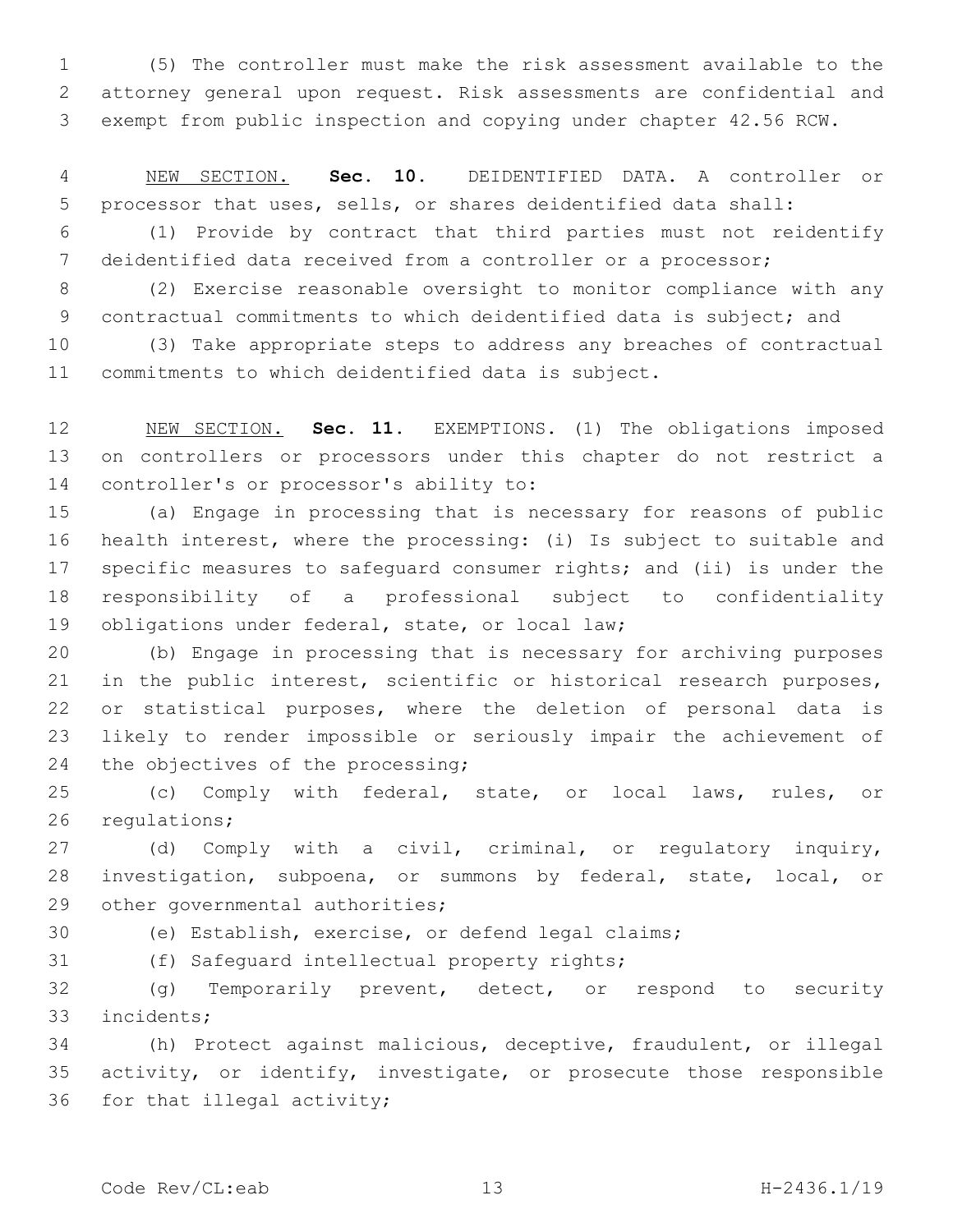(5) The controller must make the risk assessment available to the attorney general upon request. Risk assessments are confidential and exempt from public inspection and copying under chapter 42.56 RCW.

NEW SECTION. **Sec. 10.** DEIDENTIFIED DATA. A controller or processor that uses, sells, or shares deidentified data shall:

(1) Provide by contract that third parties must not reidentify deidentified data received from a controller or a processor;

(2) Exercise reasonable oversight to monitor compliance with any contractual commitments to which deidentified data is subject; and

(3) Take appropriate steps to address any breaches of contractual commitments to which deidentified data is subject.

NEW SECTION. **Sec. 11.** EXEMPTIONS. (1) The obligations imposed on controllers or processors under this chapter do not restrict a controller's or processor's ability to:

(a) Engage in processing that is necessary for reasons of public health interest, where the processing: (i) Is subject to suitable and specific measures to safeguard consumer rights; and (ii) is under the responsibility of a professional subject to confidentiality obligations under federal, state, or local law;

(b) Engage in processing that is necessary for archiving purposes in the public interest, scientific or historical research purposes, or statistical purposes, where the deletion of personal data is likely to render impossible or seriously impair the achievement of the objectives of the processing;

(c) Comply with federal, state, or local laws, rules, or regulations;

(d) Comply with a civil, criminal, or regulatory inquiry, investigation, subpoena, or summons by federal, state, local, or other governmental authorities;

(e) Establish, exercise, or defend legal claims;

(f) Safeguard intellectual property rights;

(g) Temporarily prevent, detect, or respond to security incidents;

(h) Protect against malicious, deceptive, fraudulent, or illegal activity, or identify, investigate, or prosecute those responsible for that illegal activity;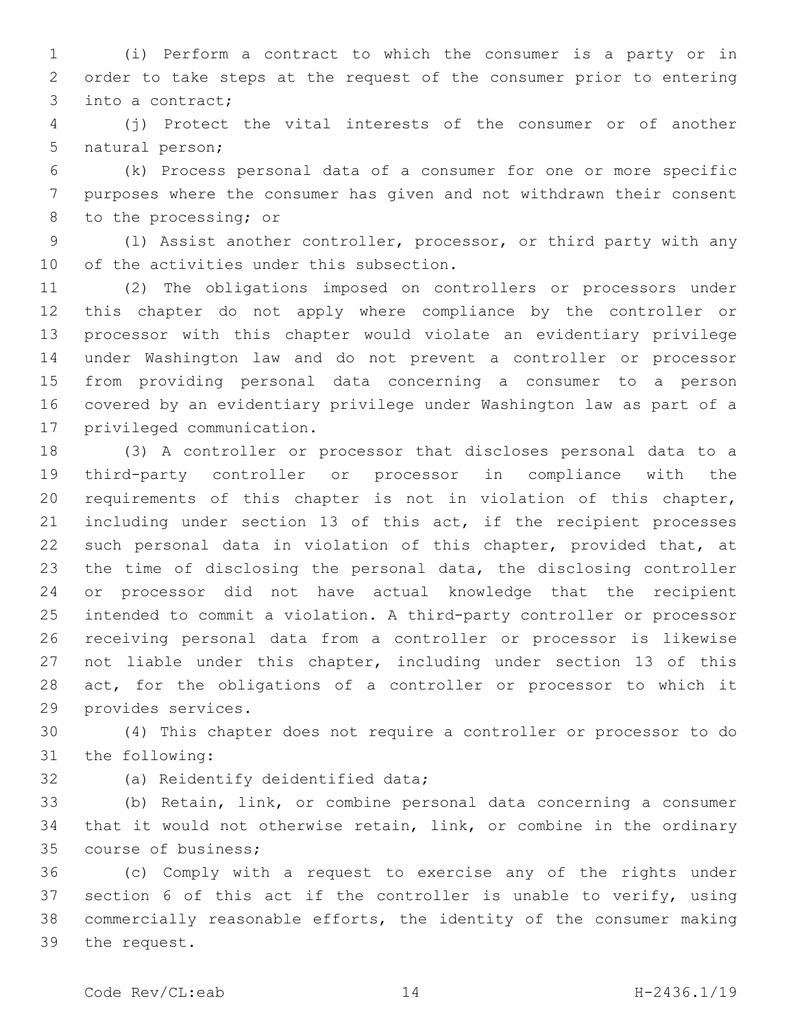(i) Perform a contract to which the consumer is a party or in order to take steps at the request of the consumer prior to entering into a contract;

(j) Protect the vital interests of the consumer or of another natural person;

(k) Process personal data of a consumer for one or more specific purposes where the consumer has given and not withdrawn their consent to the processing; or

(l) Assist another controller, processor, or third party with any of the activities under this subsection.

(2) The obligations imposed on controllers or processors under this chapter do not apply where compliance by the controller or processor with this chapter would violate an evidentiary privilege under Washington law and do not prevent a controller or processor from providing personal data concerning a consumer to a person covered by an evidentiary privilege under Washington law as part of a privileged communication.

(3) A controller or processor that discloses personal data to a third-party controller or processor in compliance with the requirements of this chapter is not in violation of this chapter, including under section 13 of this act, if the recipient processes such personal data in violation of this chapter, provided that, at the time of disclosing the personal data, the disclosing controller or processor did not have actual knowledge that the recipient intended to commit a violation. A third-party controller or processor receiving personal data from a controller or processor is likewise not liable under this chapter, including under section 13 of this act, for the obligations of a controller or processor to which it provides services.

(4) This chapter does not require a controller or processor to do the following:

(a) Reidentify deidentified data;

(b) Retain, link, or combine personal data concerning a consumer that it would not otherwise retain, link, or combine in the ordinary course of business;

(c) Comply with a request to exercise any of the rights under section 6 of this act if the controller is unable to verify, using commercially reasonable efforts, the identity of the consumer making the request.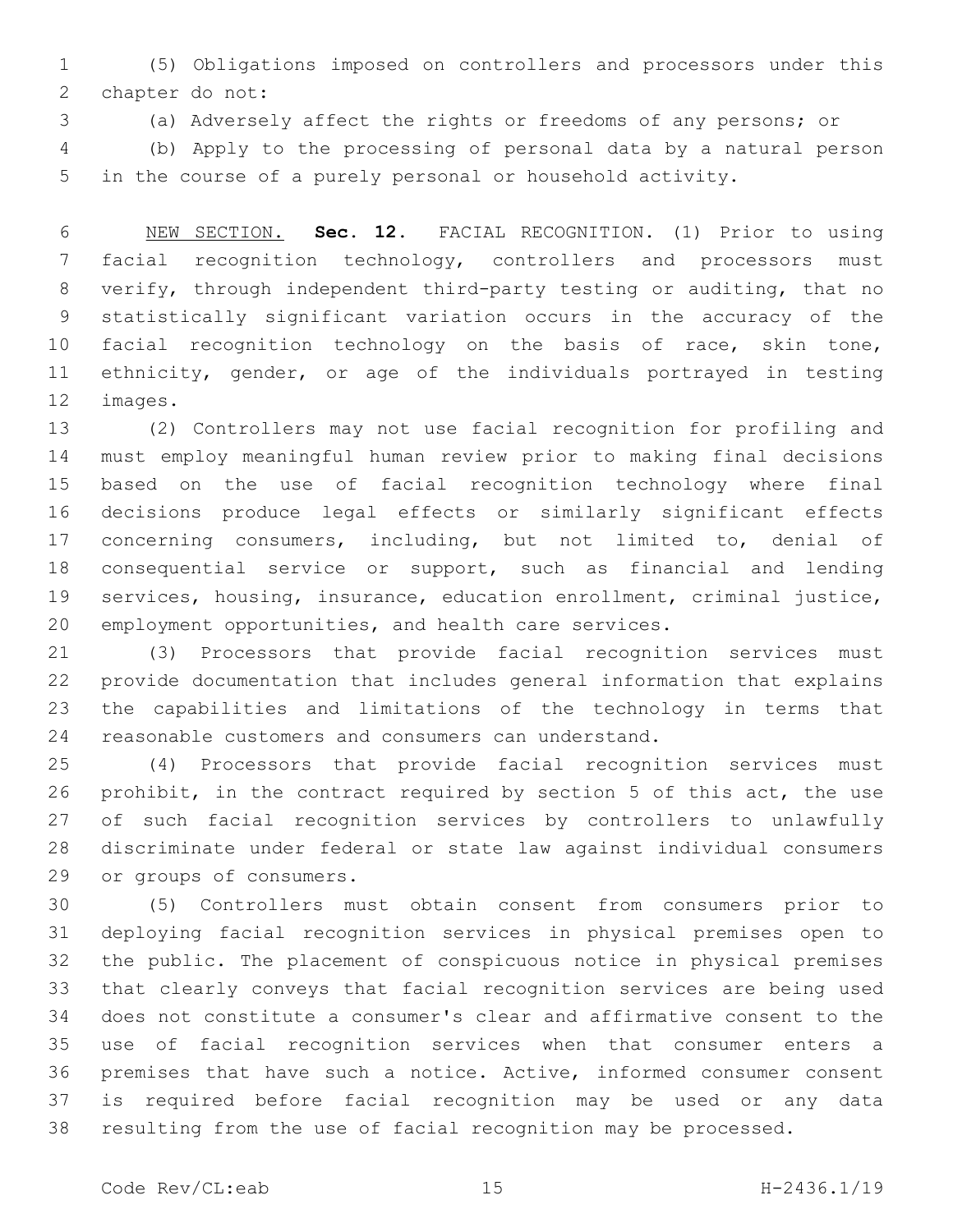(5) Obligations imposed on controllers and processors under this chapter do not:

(a) Adversely affect the rights or freedoms of any persons; or

(b) Apply to the processing of personal data by a natural person in the course of a purely personal or household activity.

NEW SECTION. **Sec. 12.** FACIAL RECOGNITION. (1) Prior to using facial recognition technology, controllers and processors must verify, through independent third-party testing or auditing, that no statistically significant variation occurs in the accuracy of the facial recognition technology on the basis of race, skin tone, ethnicity, gender, or age of the individuals portrayed in testing images.

(2) Controllers may not use facial recognition for profiling and must employ meaningful human review prior to making final decisions based on the use of facial recognition technology where final decisions produce legal effects or similarly significant effects concerning consumers, including, but not limited to, denial of consequential service or support, such as financial and lending services, housing, insurance, education enrollment, criminal justice, employment opportunities, and health care services.

(3) Processors that provide facial recognition services must provide documentation that includes general information that explains the capabilities and limitations of the technology in terms that reasonable customers and consumers can understand.

(4) Processors that provide facial recognition services must prohibit, in the contract required by section 5 of this act, the use of such facial recognition services by controllers to unlawfully discriminate under federal or state law against individual consumers or groups of consumers.

(5) Controllers must obtain consent from consumers prior to deploying facial recognition services in physical premises open to the public. The placement of conspicuous notice in physical premises that clearly conveys that facial recognition services are being used does not constitute a consumer's clear and affirmative consent to the use of facial recognition services when that consumer enters a premises that have such a notice. Active, informed consumer consent is required before facial recognition may be used or any data resulting from the use of facial recognition may be processed.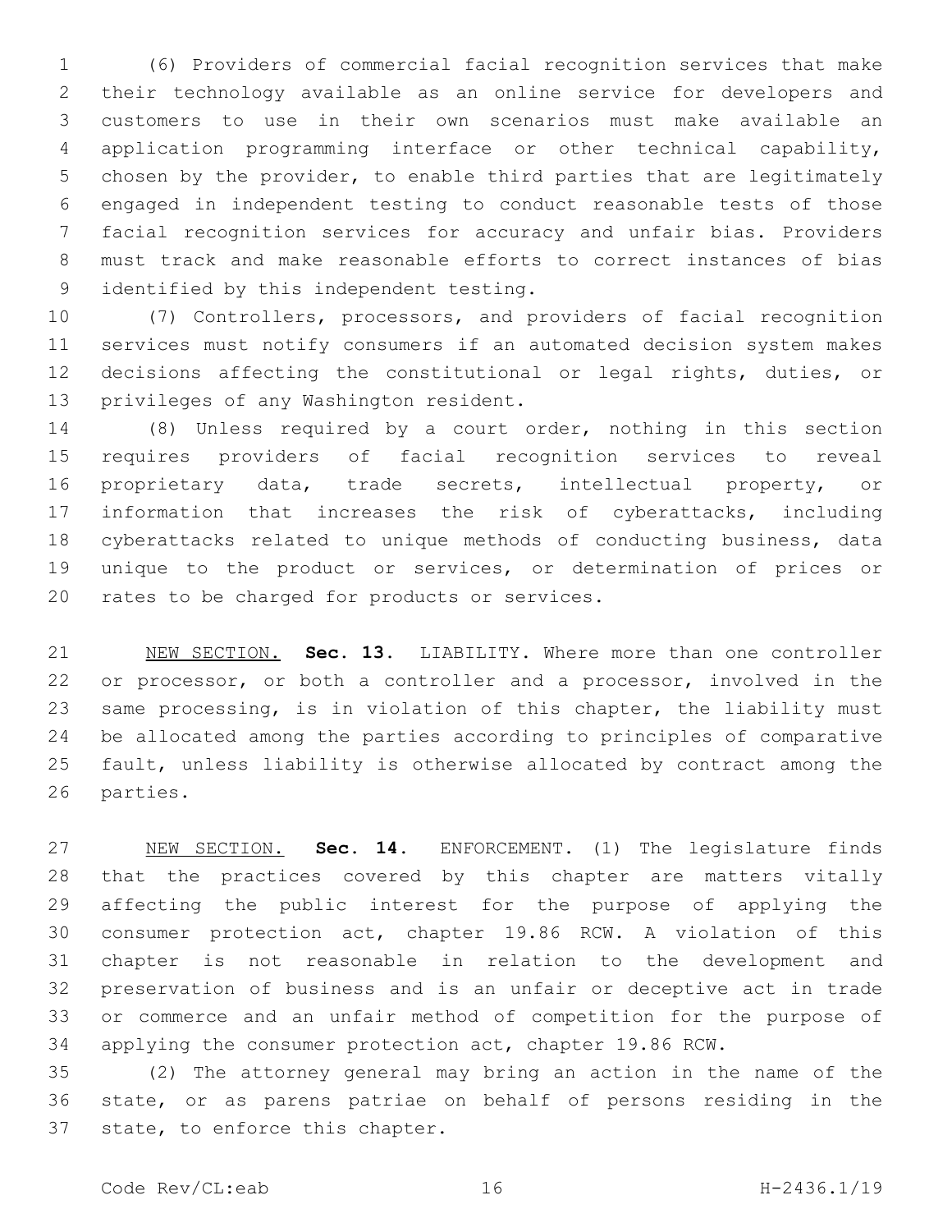(6) Providers of commercial facial recognition services that make their technology available as an online service for developers and customers to use in their own scenarios must make available an application programming interface or other technical capability, chosen by the provider, to enable third parties that are legitimately engaged in independent testing to conduct reasonable tests of those facial recognition services for accuracy and unfair bias. Providers must track and make reasonable efforts to correct instances of bias identified by this independent testing.

(7) Controllers, processors, and providers of facial recognition services must notify consumers if an automated decision system makes decisions affecting the constitutional or legal rights, duties, or privileges of any Washington resident.

(8) Unless required by a court order, nothing in this section requires providers of facial recognition services to reveal proprietary data, trade secrets, intellectual property, or information that increases the risk of cyberattacks, including cyberattacks related to unique methods of conducting business, data unique to the product or services, or determination of prices or rates to be charged for products or services.

NEW SECTION. **Sec. 13.** LIABILITY. Where more than one controller or processor, or both a controller and a processor, involved in the same processing, is in violation of this chapter, the liability must be allocated among the parties according to principles of comparative fault, unless liability is otherwise allocated by contract among the parties.

NEW SECTION. **Sec. 14.** ENFORCEMENT. (1) The legislature finds that the practices covered by this chapter are matters vitally affecting the public interest for the purpose of applying the consumer protection act, chapter 19.86 RCW. A violation of this chapter is not reasonable in relation to the development and preservation of business and is an unfair or deceptive act in trade or commerce and an unfair method of competition for the purpose of applying the consumer protection act, chapter 19.86 RCW.

(2) The attorney general may bring an action in the name of the state, or as parens patriae on behalf of persons residing in the state, to enforce this chapter.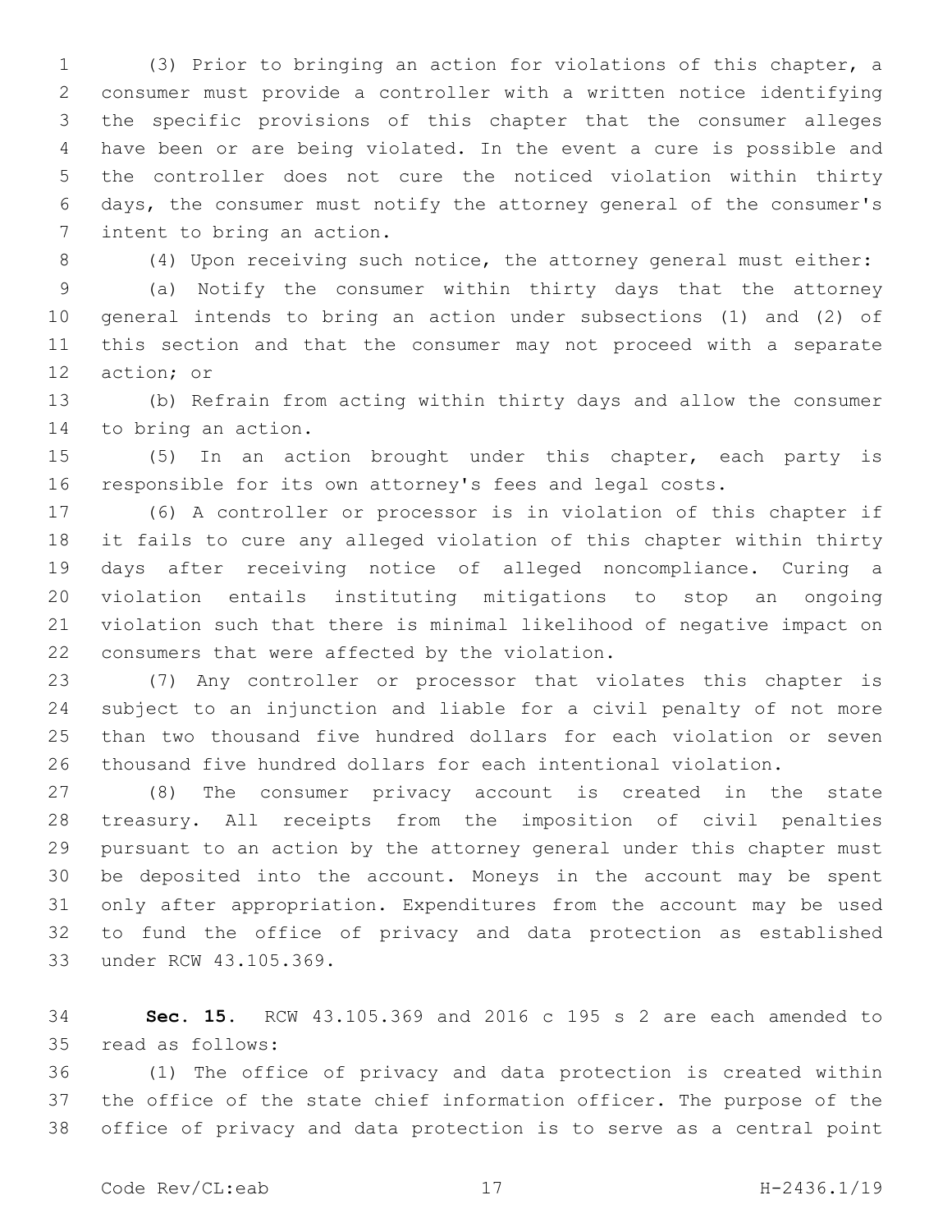(3) Prior to bringing an action for violations of this chapter, a consumer must provide a controller with a written notice identifying the specific provisions of this chapter that the consumer alleges have been or are being violated. In the event a cure is possible and the controller does not cure the noticed violation within thirty days, the consumer must notify the attorney general of the consumer's intent to bring an action.

(4) Upon receiving such notice, the attorney general must either:

(a) Notify the consumer within thirty days that the attorney general intends to bring an action under subsections (1) and (2) of this section and that the consumer may not proceed with a separate action; or

(b) Refrain from acting within thirty days and allow the consumer to bring an action.

(5) In an action brought under this chapter, each party is responsible for its own attorney's fees and legal costs.

(6) A controller or processor is in violation of this chapter if it fails to cure any alleged violation of this chapter within thirty days after receiving notice of alleged noncompliance. Curing a violation entails instituting mitigations to stop an ongoing violation such that there is minimal likelihood of negative impact on consumers that were affected by the violation.

(7) Any controller or processor that violates this chapter is subject to an injunction and liable for a civil penalty of not more than two thousand five hundred dollars for each violation or seven thousand five hundred dollars for each intentional violation.

(8) The consumer privacy account is created in the state treasury. All receipts from the imposition of civil penalties pursuant to an action by the attorney general under this chapter must be deposited into the account. Moneys in the account may be spent only after appropriation. Expenditures from the account may be used to fund the office of privacy and data protection as established under RCW 43.105.369.

**Sec. 15.** RCW 43.105.369 and 2016 c 195 s 2 are each amended to read as follows:

(1) The office of privacy and data protection is created within the office of the state chief information officer. The purpose of the office of privacy and data protection is to serve as a central point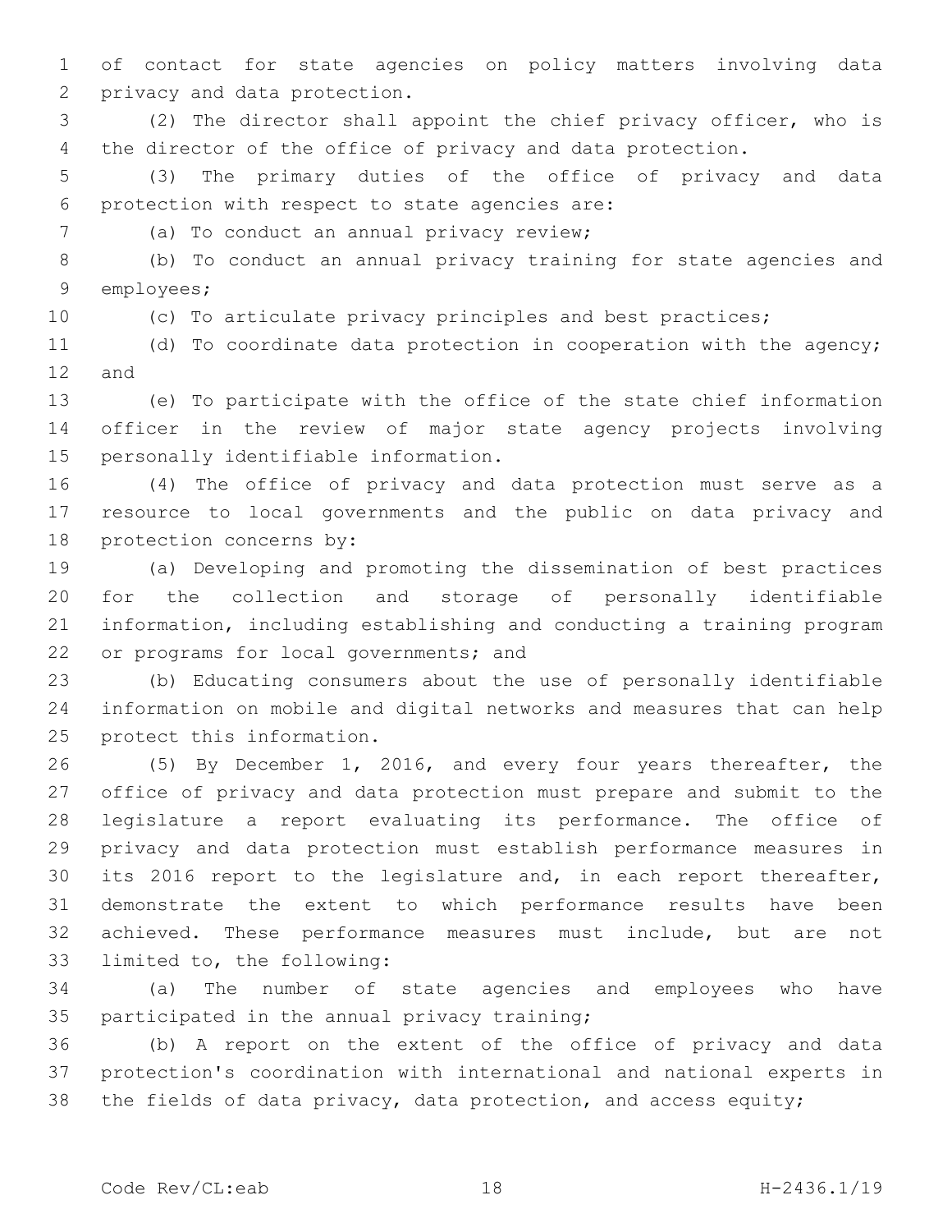of contact for state agencies on policy matters involving data privacy and data protection.

(2) The director shall appoint the chief privacy officer, who is the director of the office of privacy and data protection.

(3) The primary duties of the office of privacy and data protection with respect to state agencies are:

(a) To conduct an annual privacy review;

(b) To conduct an annual privacy training for state agencies and employees;

(c) To articulate privacy principles and best practices;

(d) To coordinate data protection in cooperation with the agency; and

(e) To participate with the office of the state chief information officer in the review of major state agency projects involving personally identifiable information.

(4) The office of privacy and data protection must serve as a resource to local governments and the public on data privacy and protection concerns by:

(a) Developing and promoting the dissemination of best practices for the collection and storage of personally identifiable information, including establishing and conducting a training program or programs for local governments; and

(b) Educating consumers about the use of personally identifiable information on mobile and digital networks and measures that can help protect this information.

(5) By December 1, 2016, and every four years thereafter, the office of privacy and data protection must prepare and submit to the legislature a report evaluating its performance. The office of privacy and data protection must establish performance measures in its 2016 report to the legislature and, in each report thereafter, demonstrate the extent to which performance results have been achieved. These performance measures must include, but are not limited to, the following:

(a) The number of state agencies and employees who have participated in the annual privacy training;

(b) A report on the extent of the office of privacy and data protection's coordination with international and national experts in the fields of data privacy, data protection, and access equity;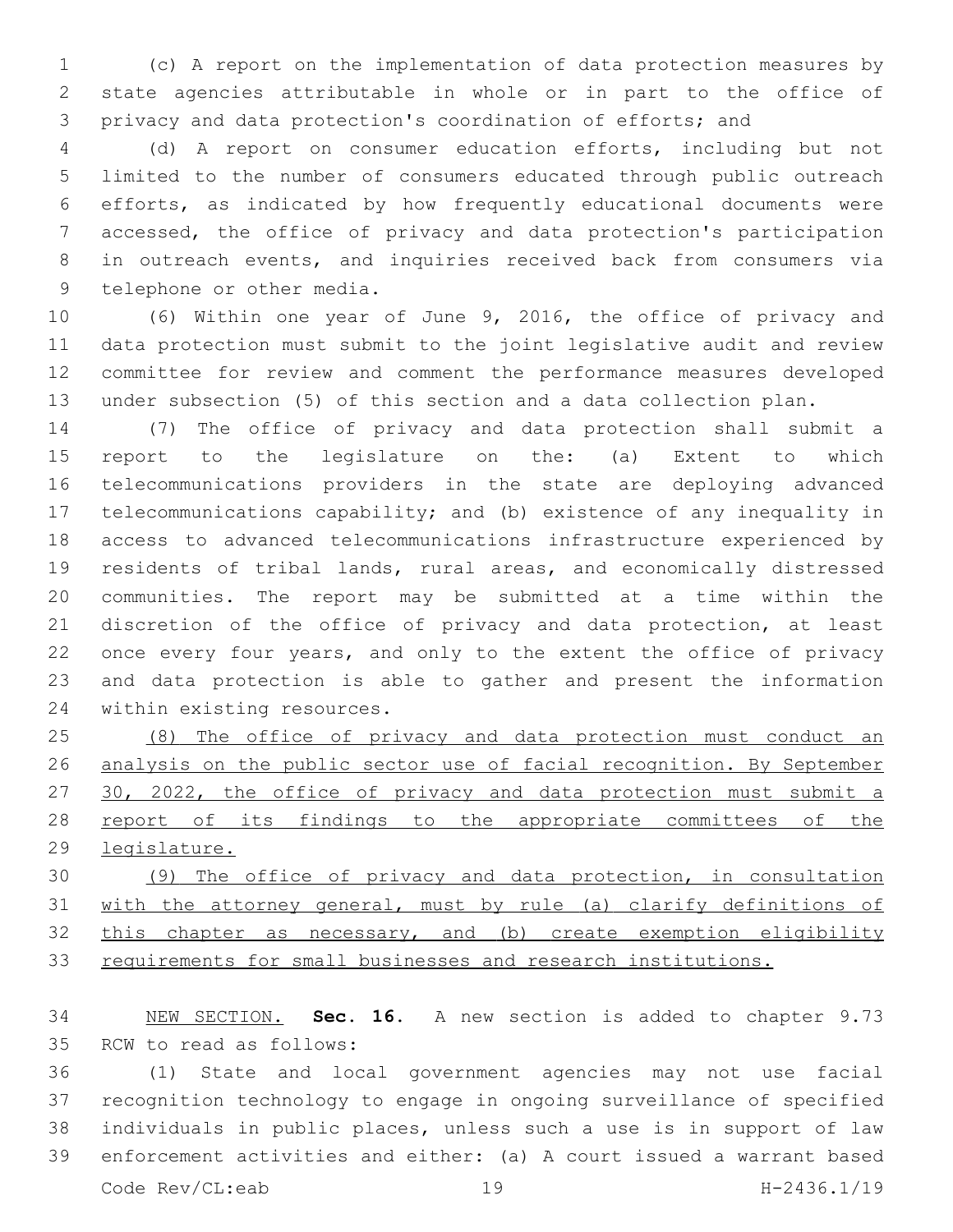(c) A report on the implementation of data protection measures by state agencies attributable in whole or in part to the office of privacy and data protection's coordination of efforts; and

(d) A report on consumer education efforts, including but not limited to the number of consumers educated through public outreach efforts, as indicated by how frequently educational documents were accessed, the office of privacy and data protection's participation in outreach events, and inquiries received back from consumers via telephone or other media.

(6) Within one year of June 9, 2016, the office of privacy and data protection must submit to the joint legislative audit and review committee for review and comment the performance measures developed under subsection (5) of this section and a data collection plan.

(7) The office of privacy and data protection shall submit a report to the legislature on the: (a) Extent to which telecommunications providers in the state are deploying advanced telecommunications capability; and (b) existence of any inequality in access to advanced telecommunications infrastructure experienced by residents of tribal lands, rural areas, and economically distressed communities. The report may be submitted at a time within the discretion of the office of privacy and data protection, at least once every four years, and only to the extent the office of privacy and data protection is able to gather and present the information within existing resources.

<u>(8) The office of privacy and data protection must conduct an analysis on the public sector use of facial recognition. By September 30, 2022, the office of privacy and data protection must submit a report of its findings to the appropriate committees of the legislature.</u>

<u>(9) The office of privacy and data protection, in consultation with the attorney general, must by rule (a) clarify definitions of this chapter as necessary, and (b) create exemption eligibility requirements for small businesses and research institutions.</u>

<u>NEW SECTION.</u> **Sec. 16.** A new section is added to chapter 9.73 RCW to read as follows:

(1) State and local government agencies may not use facial recognition technology to engage in ongoing surveillance of specified individuals in public places, unless such a use is in support of law enforcement activities and either: (a) A court issued a warrant based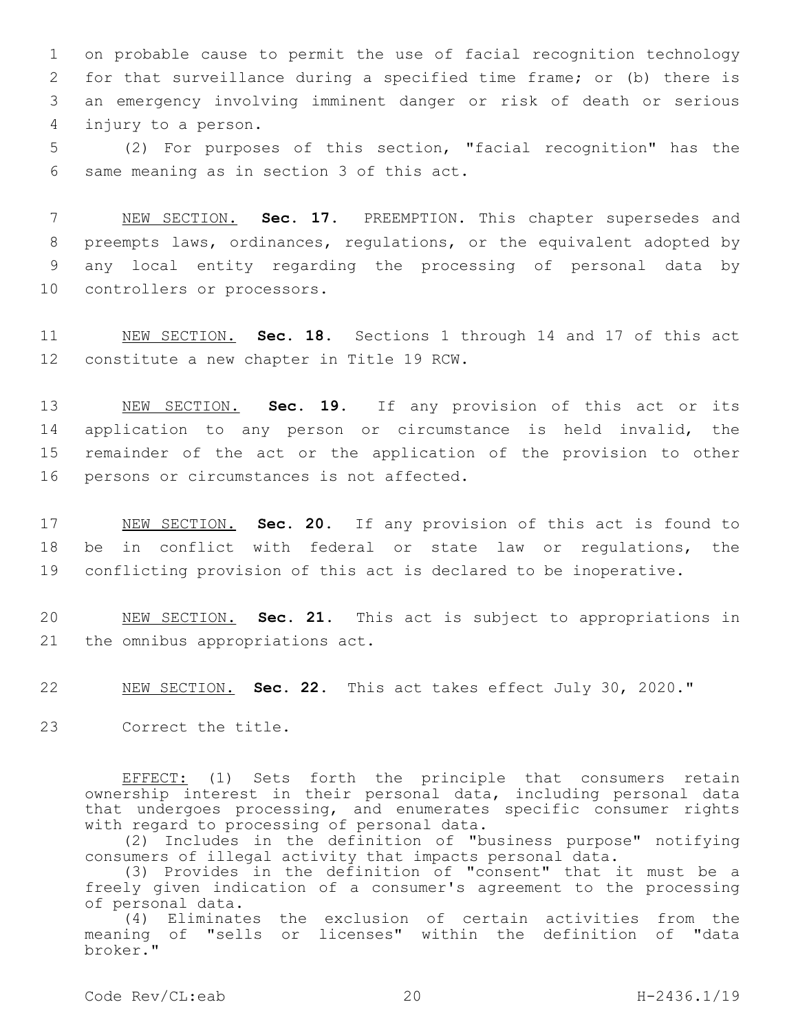on probable cause to permit the use of facial recognition technology for that surveillance during a specified time frame; or (b) there is an emergency involving imminent danger or risk of death or serious injury to a person.

(2) For purposes of this section, "facial recognition" has the same meaning as in section 3 of this act.

NEW SECTION. **Sec. 17.** PREEMPTION. This chapter supersedes and preempts laws, ordinances, regulations, or the equivalent adopted by any local entity regarding the processing of personal data by controllers or processors.

NEW SECTION. **Sec. 18.** Sections 1 through 14 and 17 of this act constitute a new chapter in Title 19 RCW.

NEW SECTION. **Sec. 19.** If any provision of this act or its application to any person or circumstance is held invalid, the remainder of the act or the application of the provision to other persons or circumstances is not affected.

NEW SECTION. **Sec. 20.** If any provision of this act is found to be in conflict with federal or state law or regulations, the conflicting provision of this act is declared to be inoperative.

NEW SECTION. **Sec. 21.** This act is subject to appropriations in the omnibus appropriations act.

NEW SECTION. **Sec. 22.** This act takes effect July 30, 2020."

Correct the title.

EFFECT: (1) Sets forth the principle that consumers retain ownership interest in their personal data, including personal data that undergoes processing, and enumerates specific consumer rights with regard to processing of personal data.

(2) Includes in the definition of "business purpose" notifying consumers of illegal activity that impacts personal data.

(3) Provides in the definition of "consent" that it must be a freely given indication of a consumer's agreement to the processing of personal data.

(4) Eliminates the exclusion of certain activities from the meaning of "sells or licenses" within the definition of "data broker."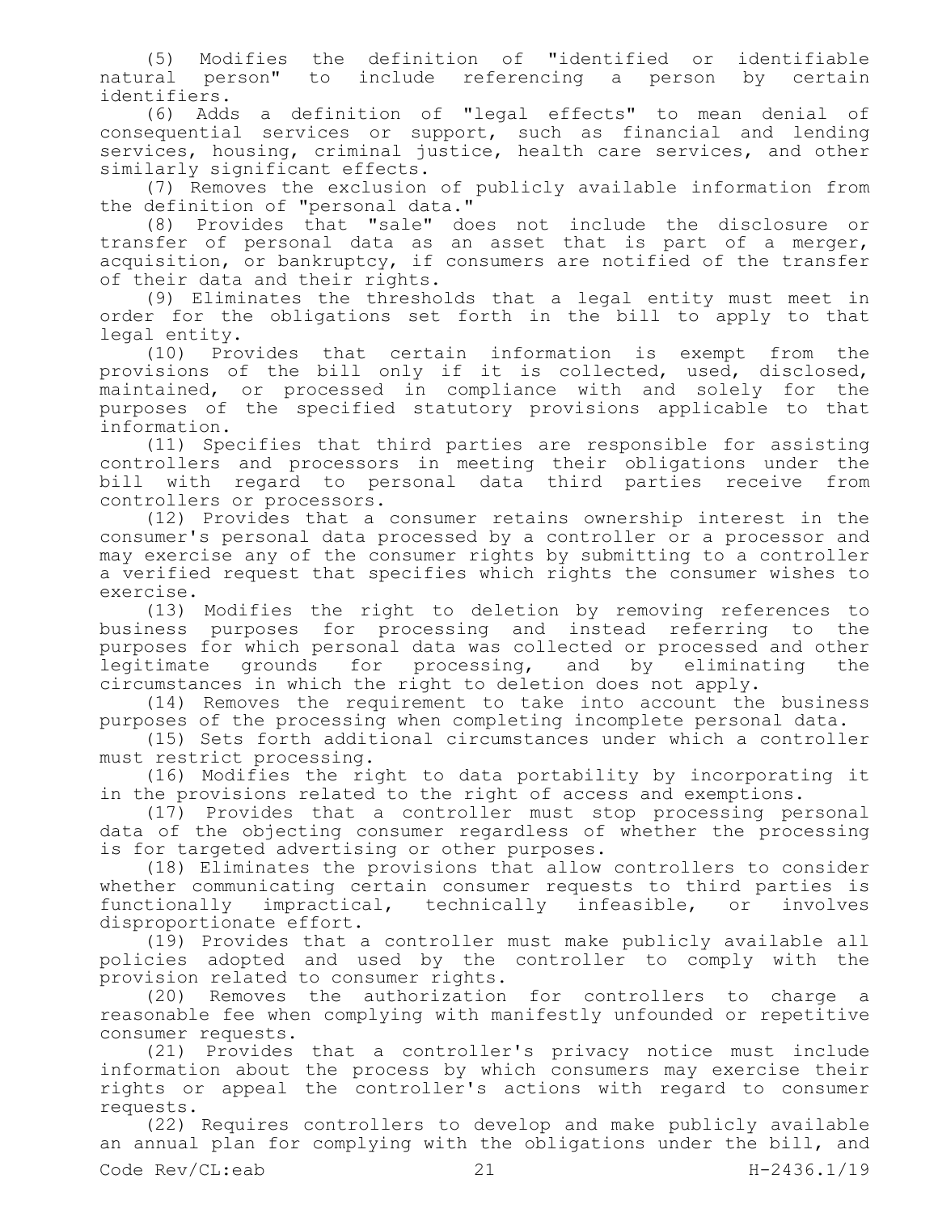(5) Modifies the definition of "identified or identifiable natural person" to include referencing a person by certain identifiers.

(6) Adds a definition of "legal effects" to mean denial of consequential services or support, such as financial and lending services, housing, criminal justice, health care services, and other similarly significant effects.

(7) Removes the exclusion of publicly available information from the definition of "personal data."

(8) Provides that "sale" does not include the disclosure or transfer of personal data as an asset that is part of a merger, acquisition, or bankruptcy, if consumers are notified of the transfer of their data and their rights.

(9) Eliminates the thresholds that a legal entity must meet in order for the obligations set forth in the bill to apply to that legal entity.

(10) Provides that certain information is exempt from the provisions of the bill only if it is collected, used, disclosed, maintained, or processed in compliance with and solely for the purposes of the specified statutory provisions applicable to that information.

(11) Specifies that third parties are responsible for assisting controllers and processors in meeting their obligations under the bill with regard to personal data third parties receive from controllers or processors.

(12) Provides that a consumer retains ownership interest in the consumer's personal data processed by a controller or a processor and may exercise any of the consumer rights by submitting to a controller a verified request that specifies which rights the consumer wishes to exercise.

(13) Modifies the right to deletion by removing references to business purposes for processing and instead referring to the purposes for which personal data was collected or processed and other legitimate grounds for processing, and by eliminating the circumstances in which the right to deletion does not apply.

(14) Removes the requirement to take into account the business purposes of the processing when completing incomplete personal data.

(15) Sets forth additional circumstances under which a controller must restrict processing.

(16) Modifies the right to data portability by incorporating it in the provisions related to the right of access and exemptions.

(17) Provides that a controller must stop processing personal data of the objecting consumer regardless of whether the processing is for targeted advertising or other purposes.

(18) Eliminates the provisions that allow controllers to consider whether communicating certain consumer requests to third parties is functionally impractical, technically infeasible, or involves disproportionate effort.

(19) Provides that a controller must make publicly available all policies adopted and used by the controller to comply with the provision related to consumer rights.

(20) Removes the authorization for controllers to charge a reasonable fee when complying with manifestly unfounded or repetitive consumer requests.

(21) Provides that a controller's privacy notice must include information about the process by which consumers may exercise their rights or appeal the controller's actions with regard to consumer requests.

(22) Requires controllers to develop and make publicly available an annual plan for complying with the obligations under the bill, and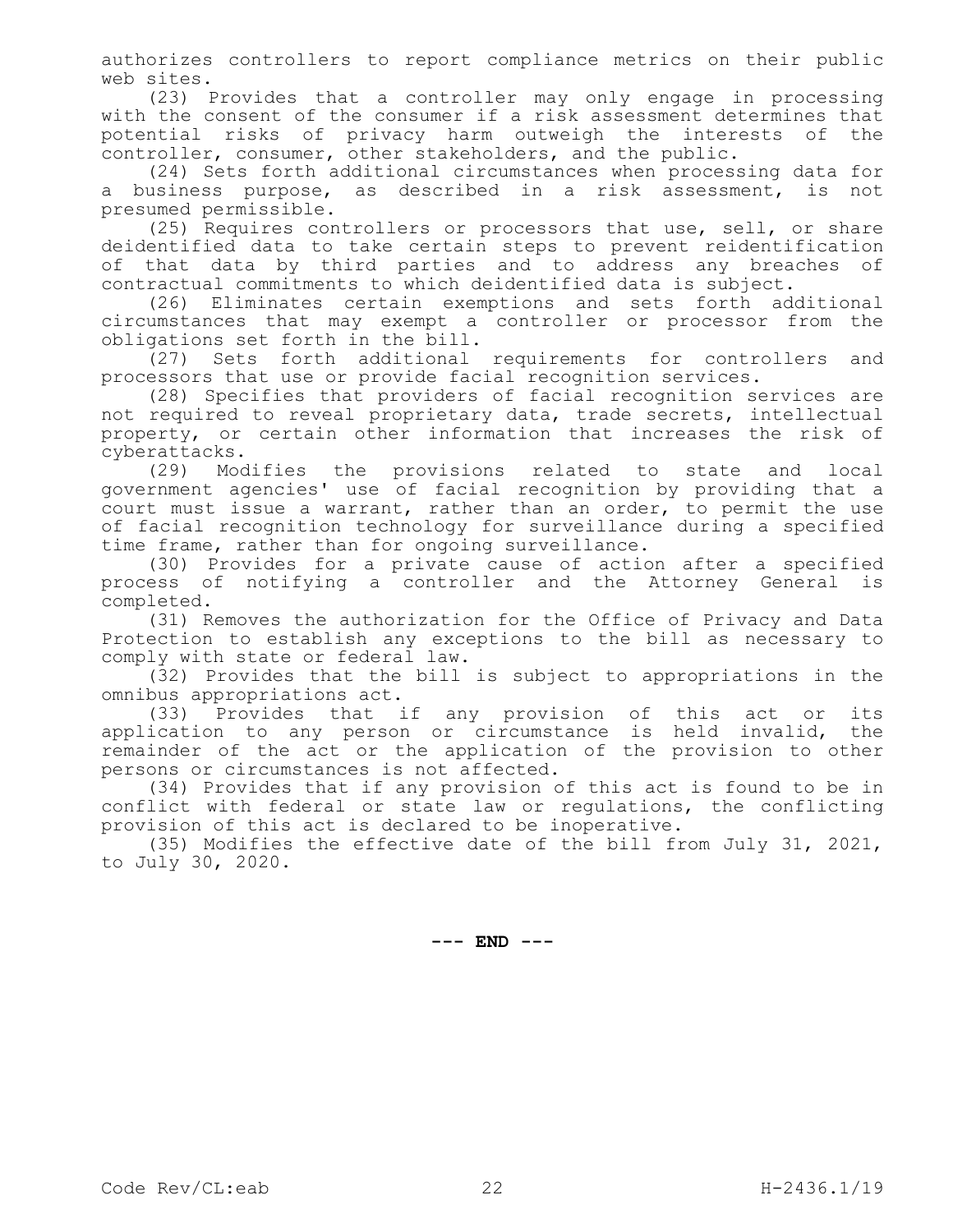authorizes controllers to report compliance metrics on their public web sites.

(23) Provides that a controller may only engage in processing with the consent of the consumer if a risk assessment determines that potential risks of privacy harm outweigh the interests of the controller, consumer, other stakeholders, and the public.

(24) Sets forth additional circumstances when processing data for a business purpose, as described in a risk assessment, is not presumed permissible.

(25) Requires controllers or processors that use, sell, or share deidentified data to take certain steps to prevent reidentification of that data by third parties and to address any breaches of contractual commitments to which deidentified data is subject.

(26) Eliminates certain exemptions and sets forth additional circumstances that may exempt a controller or processor from the obligations set forth in the bill.

(27) Sets forth additional requirements for controllers and processors that use or provide facial recognition services.

(28) Specifies that providers of facial recognition services are not required to reveal proprietary data, trade secrets, intellectual property, or certain other information that increases the risk of cyberattacks.

(29) Modifies the provisions related to state and local government agencies' use of facial recognition by providing that a court must issue a warrant, rather than an order, to permit the use of facial recognition technology for surveillance during a specified time frame, rather than for ongoing surveillance.

(30) Provides for a private cause of action after a specified process of notifying a controller and the Attorney General is completed.

(31) Removes the authorization for the Office of Privacy and Data Protection to establish any exceptions to the bill as necessary to comply with state or federal law.

(32) Provides that the bill is subject to appropriations in the omnibus appropriations act.

(33) Provides that if any provision of this act or its application to any person or circumstance is held invalid, the remainder of the act or the application of the provision to other persons or circumstances is not affected.

(34) Provides that if any provision of this act is found to be in conflict with federal or state law or regulations, the conflicting provision of this act is declared to be inoperative.

(35) Modifies the effective date of the bill from July 31, 2021, to July 30, 2020.

**--- END ---**